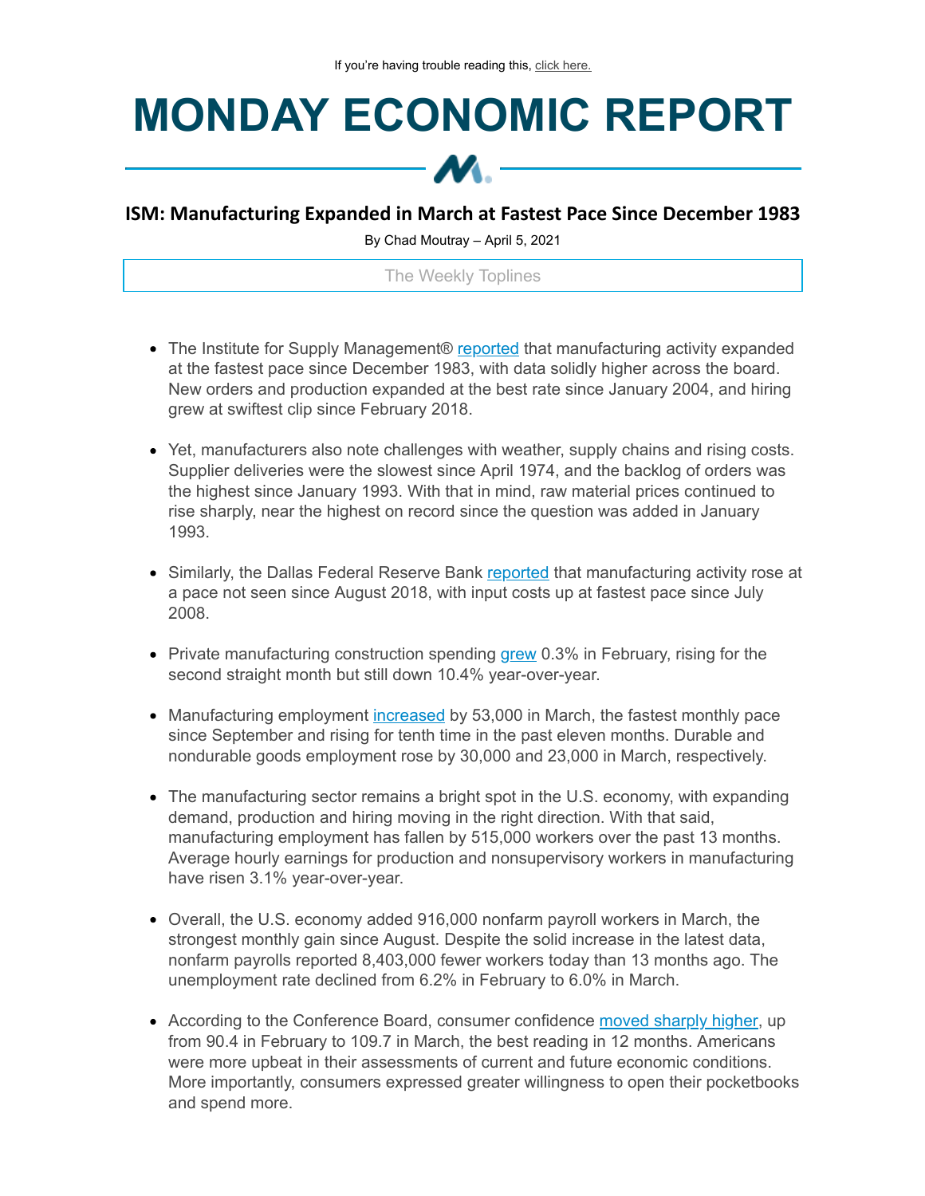If you're having trouble reading this, click here.

# MONDAY ECONOMIC REPORT

## ISM: Manufacturing Expanded in March at Fastest Pace Since December 1983

By Chad Moutray – April 5, 2021

The Weekly Toplines

- The Institute for Supply Management® reported that manufacturing activity expanded at the fastest pace since December 1983, with data solidly higher across the board. New orders and production expanded at the best rate since January 2004, and hiring grew at swiftest clip since February 2018.

- Yet, manufacturers also note challenges with weather, supply chains and rising costs. Supplier deliveries were the slowest since April 1974, and the backlog of orders was the highest since January 1993. With that in mind, raw material prices continued to rise sharply, near the highest on record since the question was added in January 1993.

- Similarly, the Dallas Federal Reserve Bank reported that manufacturing activity rose at a pace not seen since August 2018, with input costs up at fastest pace since July 2008.

- Private manufacturing construction spending grew 0.3% in February, rising for the second straight month but still down 10.4% year-over-year.

- Manufacturing employment increased by 53,000 in March, the fastest monthly pace since September and rising for tenth time in the past eleven months. Durable and nondurable goods employment rose by 30,000 and 23,000 in March, respectively.

- The manufacturing sector remains a bright spot in the U.S. economy, with expanding demand, production and hiring moving in the right direction. With that said, manufacturing employment has fallen by 515,000 workers over the past 13 months. Average hourly earnings for production and nonsupervisory workers in manufacturing have risen 3.1% year-over-year.

- Overall, the U.S. economy added 916,000 nonfarm payroll workers in March, the strongest monthly gain since August. Despite the solid increase in the latest data, nonfarm payrolls reported 8,403,000 fewer workers today than 13 months ago. The unemployment rate declined from 6.2% in February to 6.0% in March.

- According to the Conference Board, consumer confidence moved sharply higher, up from 90.4 in February to 109.7 in March, the best reading in 12 months. Americans were more upbeat in their assessments of current and future economic conditions. More importantly, consumers expressed greater willingness to open their pocketbooks and spend more.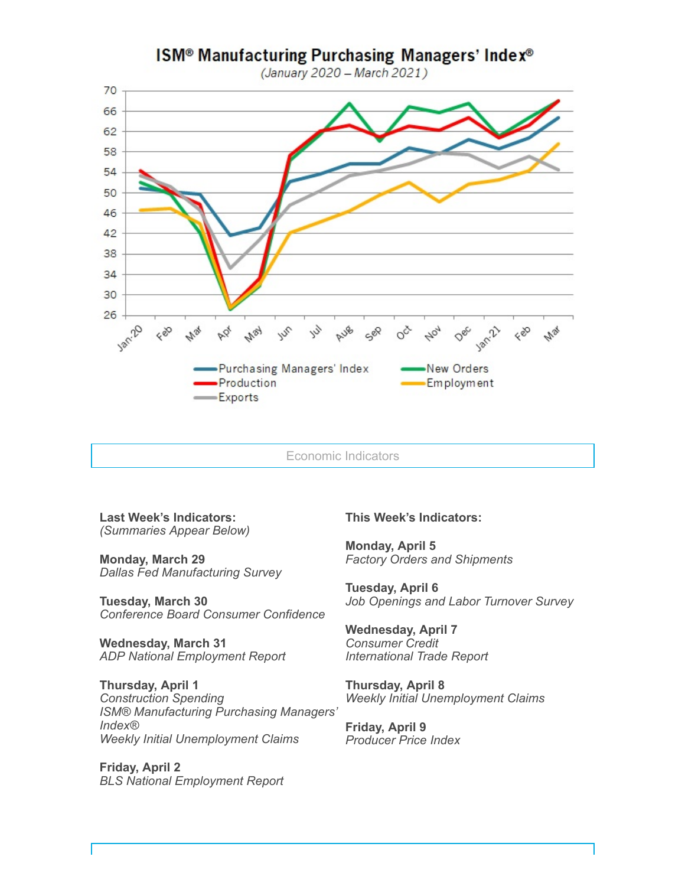## ISM® Manufacturing Purchasing Managers' Index®

*(January 2020 – March 2021)*

Economic Indicators

**Last Week's Indicators:**
*(Summaries Appear Below)*

**Monday, March 29**
*Dallas Fed Manufacturing Survey*

**Tuesday, March 30**
*Conference Board Consumer Confidence*

**Wednesday, March 31**
*ADP National Employment Report*

**Thursday, April 1**
*Construction Spending*
*ISM® Manufacturing Purchasing Managers' Index®*
*Weekly Initial Unemployment Claims*

**Friday, April 2**
*BLS National Employment Report*

**This Week's Indicators:**

**Monday, April 5**
*Factory Orders and Shipments*

**Tuesday, April 6**
*Job Openings and Labor Turnover Survey*

**Wednesday, April 7**
*Consumer Credit*
*International Trade Report*

**Thursday, April 8**
*Weekly Initial Unemployment Claims*

**Friday, April 9**
*Producer Price Index*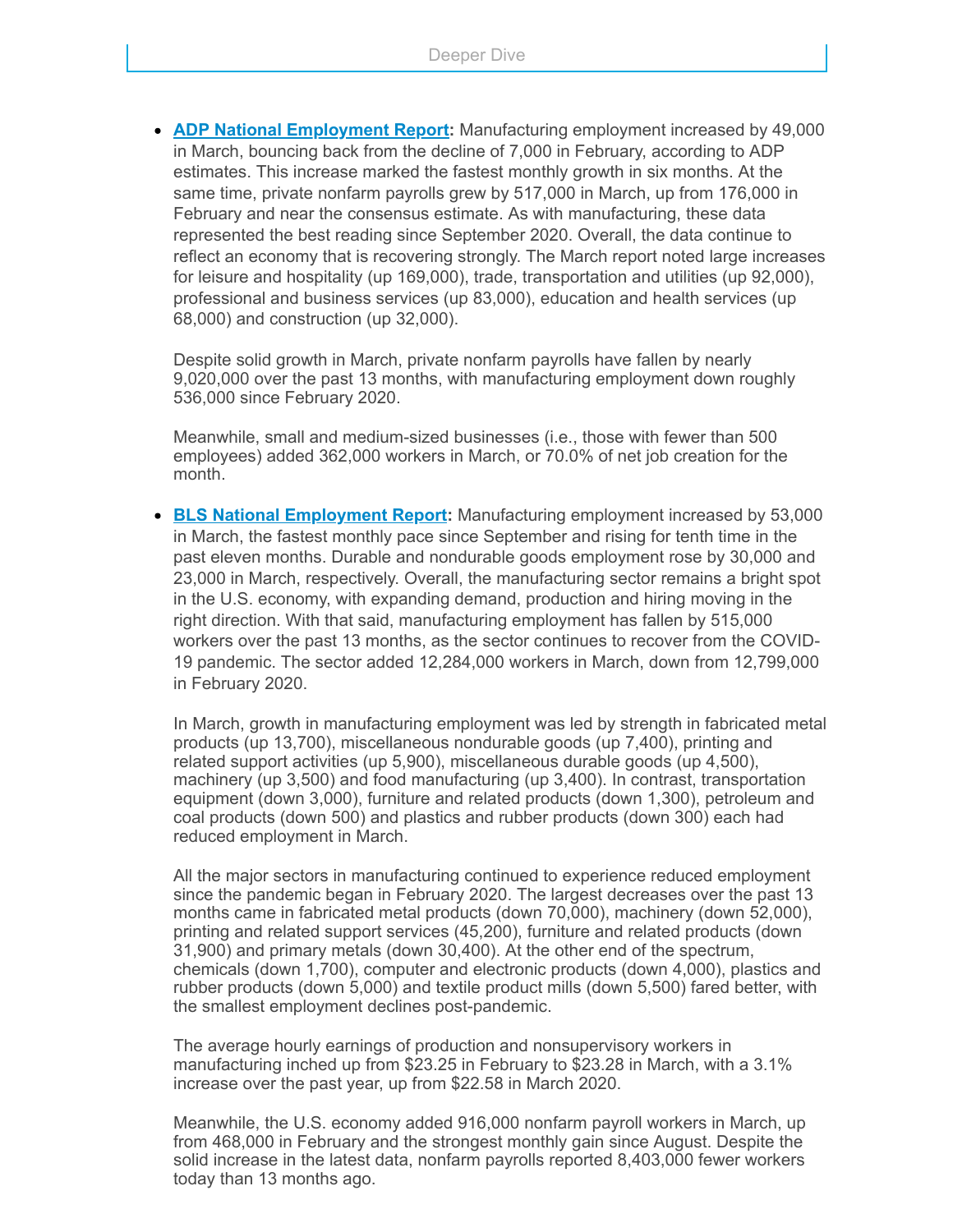## Deeper Dive

- **ADP National Employment Report:** Manufacturing employment increased by 49,000 in March, bouncing back from the decline of 7,000 in February, according to ADP estimates. This increase marked the fastest monthly growth in six months. At the same time, private nonfarm payrolls grew by 517,000 in March, up from 176,000 in February and near the consensus estimate. As with manufacturing, these data represented the best reading since September 2020. Overall, the data continue to reflect an economy that is recovering strongly. The March report noted large increases for leisure and hospitality (up 169,000), trade, transportation and utilities (up 92,000), professional and business services (up 83,000), education and health services (up 68,000) and construction (up 32,000).

  Despite solid growth in March, private nonfarm payrolls have fallen by nearly 9,020,000 over the past 13 months, with manufacturing employment down roughly 536,000 since February 2020.

  Meanwhile, small and medium-sized businesses (i.e., those with fewer than 500 employees) added 362,000 workers in March, or 70.0% of net job creation for the month.

- **BLS National Employment Report:** Manufacturing employment increased by 53,000 in March, the fastest monthly pace since September and rising for tenth time in the past eleven months. Durable and nondurable goods employment rose by 30,000 and 23,000 in March, respectively. Overall, the manufacturing sector remains a bright spot in the U.S. economy, with expanding demand, production and hiring moving in the right direction. With that said, manufacturing employment has fallen by 515,000 workers over the past 13 months, as the sector continues to recover from the COVID-19 pandemic. The sector added 12,284,000 workers in March, down from 12,799,000 in February 2020.

  In March, growth in manufacturing employment was led by strength in fabricated metal products (up 13,700), miscellaneous nondurable goods (up 7,400), printing and related support activities (up 5,900), miscellaneous durable goods (up 4,500), machinery (up 3,500) and food manufacturing (up 3,400). In contrast, transportation equipment (down 3,000), furniture and related products (down 1,300), petroleum and coal products (down 500) and plastics and rubber products (down 300) each had reduced employment in March.

  All the major sectors in manufacturing continued to experience reduced employment since the pandemic began in February 2020. The largest decreases over the past 13 months came in fabricated metal products (down 70,000), machinery (down 52,000), printing and related support services (45,200), furniture and related products (down 31,900) and primary metals (down 30,400). At the other end of the spectrum, chemicals (down 1,700), computer and electronic products (down 4,000), plastics and rubber products (down 5,000) and textile product mills (down 5,500) fared better, with the smallest employment declines post-pandemic.

  The average hourly earnings of production and nonsupervisory workers in manufacturing inched up from $23.25 in February to $23.28 in March, with a 3.1% increase over the past year, up from $22.58 in March 2020.

  Meanwhile, the U.S. economy added 916,000 nonfarm payroll workers in March, up from 468,000 in February and the strongest monthly gain since August. Despite the solid increase in the latest data, nonfarm payrolls reported 8,403,000 fewer workers today than 13 months ago.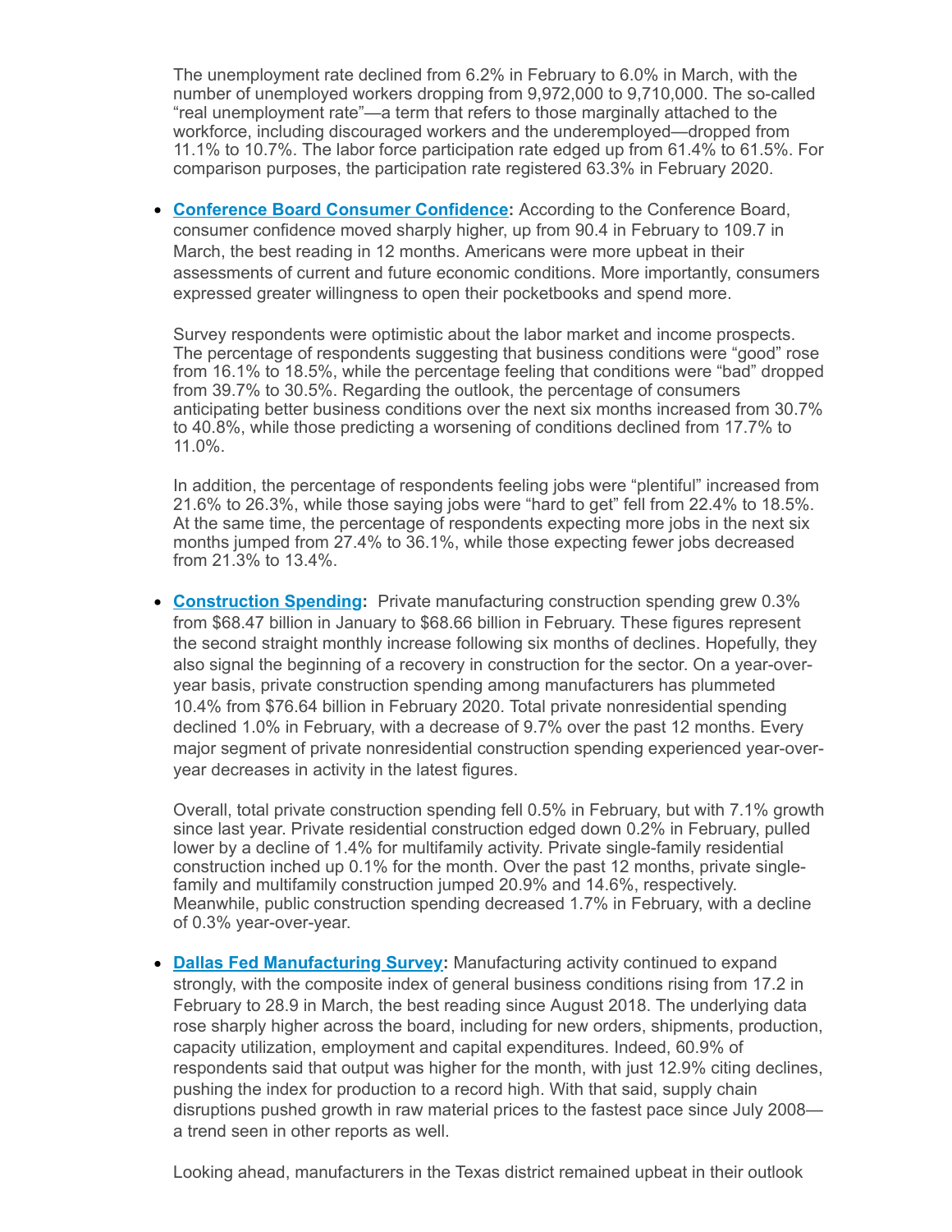The unemployment rate declined from 6.2% in February to 6.0% in March, with the number of unemployed workers dropping from 9,972,000 to 9,710,000. The so-called "real unemployment rate"—a term that refers to those marginally attached to the workforce, including discouraged workers and the underemployed—dropped from 11.1% to 10.7%. The labor force participation rate edged up from 61.4% to 61.5%. For comparison purposes, the participation rate registered 63.3% in February 2020.

- **Conference Board Consumer Confidence:** According to the Conference Board, consumer confidence moved sharply higher, up from 90.4 in February to 109.7 in March, the best reading in 12 months. Americans were more upbeat in their assessments of current and future economic conditions. More importantly, consumers expressed greater willingness to open their pocketbooks and spend more.

  Survey respondents were optimistic about the labor market and income prospects. The percentage of respondents suggesting that business conditions were "good" rose from 16.1% to 18.5%, while the percentage feeling that conditions were "bad" dropped from 39.7% to 30.5%. Regarding the outlook, the percentage of consumers anticipating better business conditions over the next six months increased from 30.7% to 40.8%, while those predicting a worsening of conditions declined from 17.7% to 11.0%.

  In addition, the percentage of respondents feeling jobs were "plentiful" increased from 21.6% to 26.3%, while those saying jobs were "hard to get" fell from 22.4% to 18.5%. At the same time, the percentage of respondents expecting more jobs in the next six months jumped from 27.4% to 36.1%, while those expecting fewer jobs decreased from 21.3% to 13.4%.

- **Construction Spending:** Private manufacturing construction spending grew 0.3% from $68.47 billion in January to $68.66 billion in February. These figures represent the second straight monthly increase following six months of declines. Hopefully, they also signal the beginning of a recovery in construction for the sector. On a year-over-year basis, private construction spending among manufacturers has plummeted 10.4% from $76.64 billion in February 2020. Total private nonresidential spending declined 1.0% in February, with a decrease of 9.7% over the past 12 months. Every major segment of private nonresidential construction spending experienced year-over-year decreases in activity in the latest figures.

  Overall, total private construction spending fell 0.5% in February, but with 7.1% growth since last year. Private residential construction edged down 0.2% in February, pulled lower by a decline of 1.4% for multifamily activity. Private single-family residential construction inched up 0.1% for the month. Over the past 12 months, private single-family and multifamily construction jumped 20.9% and 14.6%, respectively. Meanwhile, public construction spending decreased 1.7% in February, with a decline of 0.3% year-over-year.

- **Dallas Fed Manufacturing Survey:** Manufacturing activity continued to expand strongly, with the composite index of general business conditions rising from 17.2 in February to 28.9 in March, the best reading since August 2018. The underlying data rose sharply higher across the board, including for new orders, shipments, production, capacity utilization, employment and capital expenditures. Indeed, 60.9% of respondents said that output was higher for the month, with just 12.9% citing declines, pushing the index for production to a record high. With that said, supply chain disruptions pushed growth in raw material prices to the fastest pace since July 2008—a trend seen in other reports as well.

  Looking ahead, manufacturers in the Texas district remained upbeat in their outlook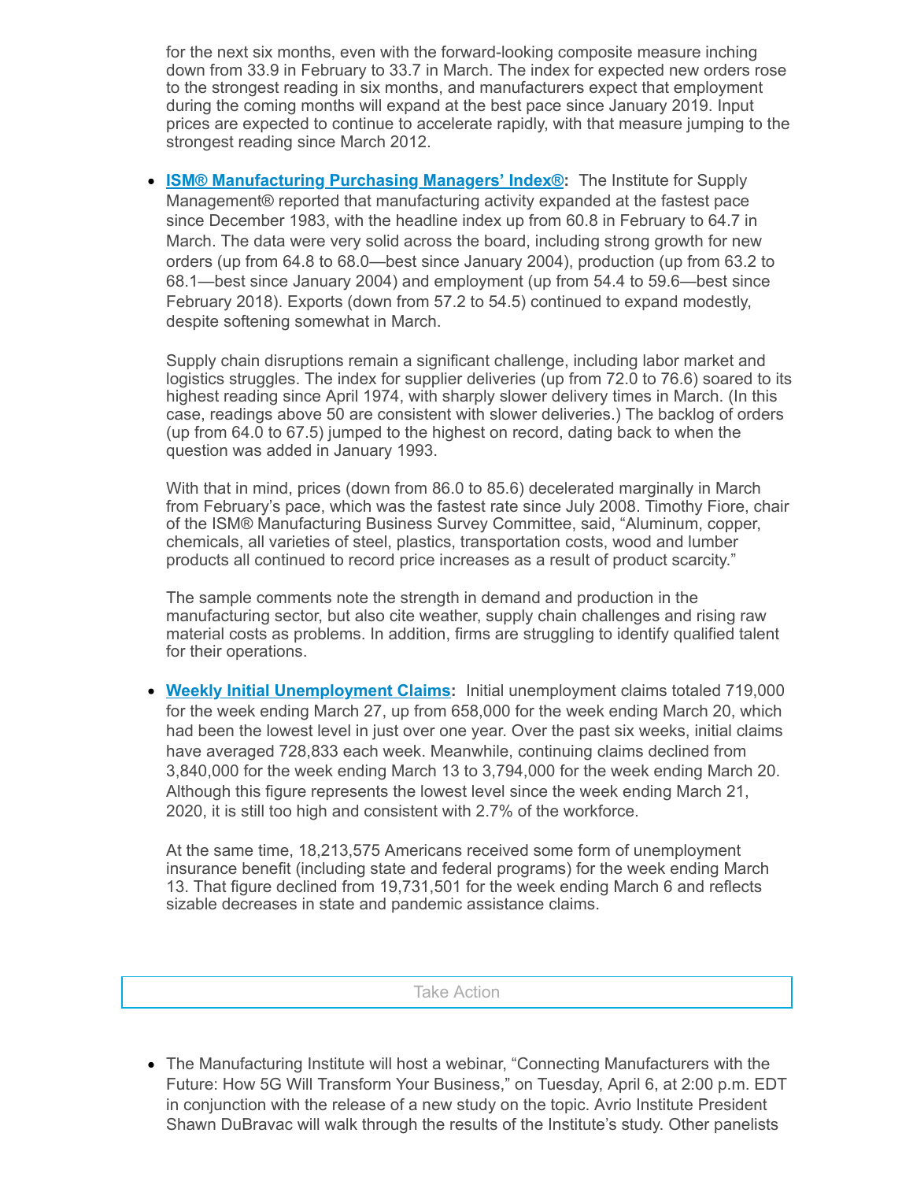for the next six months, even with the forward-looking composite measure inching down from 33.9 in February to 33.7 in March. The index for expected new orders rose to the strongest reading in six months, and manufacturers expect that employment during the coming months will expand at the best pace since January 2019. Input prices are expected to continue to accelerate rapidly, with that measure jumping to the strongest reading since March 2012.

- **ISM® Manufacturing Purchasing Managers' Index®:** The Institute for Supply Management® reported that manufacturing activity expanded at the fastest pace since December 1983, with the headline index up from 60.8 in February to 64.7 in March. The data were very solid across the board, including strong growth for new orders (up from 64.8 to 68.0—best since January 2004), production (up from 63.2 to 68.1—best since January 2004) and employment (up from 54.4 to 59.6—best since February 2018). Exports (down from 57.2 to 54.5) continued to expand modestly, despite softening somewhat in March.

  Supply chain disruptions remain a significant challenge, including labor market and logistics struggles. The index for supplier deliveries (up from 72.0 to 76.6) soared to its highest reading since April 1974, with sharply slower delivery times in March. (In this case, readings above 50 are consistent with slower deliveries.) The backlog of orders (up from 64.0 to 67.5) jumped to the highest on record, dating back to when the question was added in January 1993.

  With that in mind, prices (down from 86.0 to 85.6) decelerated marginally in March from February's pace, which was the fastest rate since July 2008. Timothy Fiore, chair of the ISM® Manufacturing Business Survey Committee, said, "Aluminum, copper, chemicals, all varieties of steel, plastics, transportation costs, wood and lumber products all continued to record price increases as a result of product scarcity."

  The sample comments note the strength in demand and production in the manufacturing sector, but also cite weather, supply chain challenges and rising raw material costs as problems. In addition, firms are struggling to identify qualified talent for their operations.

- **Weekly Initial Unemployment Claims:** Initial unemployment claims totaled 719,000 for the week ending March 27, up from 658,000 for the week ending March 20, which had been the lowest level in just over one year. Over the past six weeks, initial claims have averaged 728,833 each week. Meanwhile, continuing claims declined from 3,840,000 for the week ending March 13 to 3,794,000 for the week ending March 20. Although this figure represents the lowest level since the week ending March 21, 2020, it is still too high and consistent with 2.7% of the workforce.

  At the same time, 18,213,575 Americans received some form of unemployment insurance benefit (including state and federal programs) for the week ending March 13. That figure declined from 19,731,501 for the week ending March 6 and reflects sizable decreases in state and pandemic assistance claims.

## Take Action

- The Manufacturing Institute will host a webinar, "Connecting Manufacturers with the Future: How 5G Will Transform Your Business," on Tuesday, April 6, at 2:00 p.m. EDT in conjunction with the release of a new study on the topic. Avrio Institute President Shawn DuBravac will walk through the results of the Institute's study. Other panelists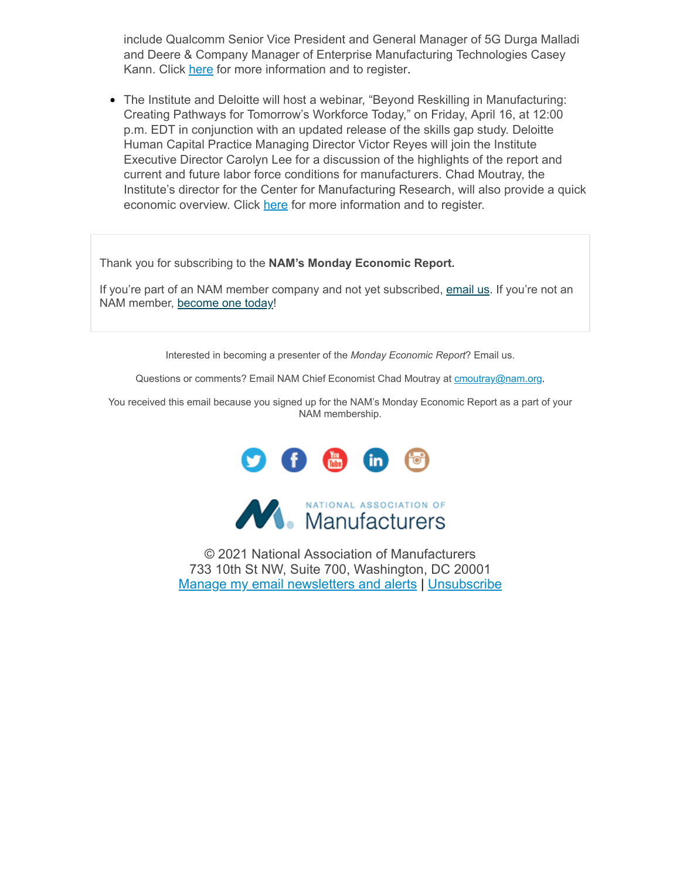include Qualcomm Senior Vice President and General Manager of 5G Durga Malladi and Deere & Company Manager of Enterprise Manufacturing Technologies Casey Kann. Click here for more information and to register.

- The Institute and Deloitte will host a webinar, "Beyond Reskilling in Manufacturing: Creating Pathways for Tomorrow's Workforce Today," on Friday, April 16, at 12:00 p.m. EDT in conjunction with an updated release of the skills gap study. Deloitte Human Capital Practice Managing Director Victor Reyes will join the Institute Executive Director Carolyn Lee for a discussion of the highlights of the report and current and future labor force conditions for manufacturers. Chad Moutray, the Institute's director for the Center for Manufacturing Research, will also provide a quick economic overview. Click here for more information and to register.

Thank you for subscribing to the **NAM's Monday Economic Report.**

If you're part of an NAM member company and not yet subscribed, email us. If you're not an NAM member, become one today!

Interested in becoming a presenter of the *Monday Economic Report*? Email us.

Questions or comments? Email NAM Chief Economist Chad Moutray at cmoutray@nam.org.

You received this email because you signed up for the NAM's Monday Economic Report as a part of your NAM membership.

NATIONAL ASSOCIATION OF Manufacturers

© 2021 National Association of Manufacturers
733 10th St NW, Suite 700, Washington, DC 20001
Manage my email newsletters and alerts | Unsubscribe